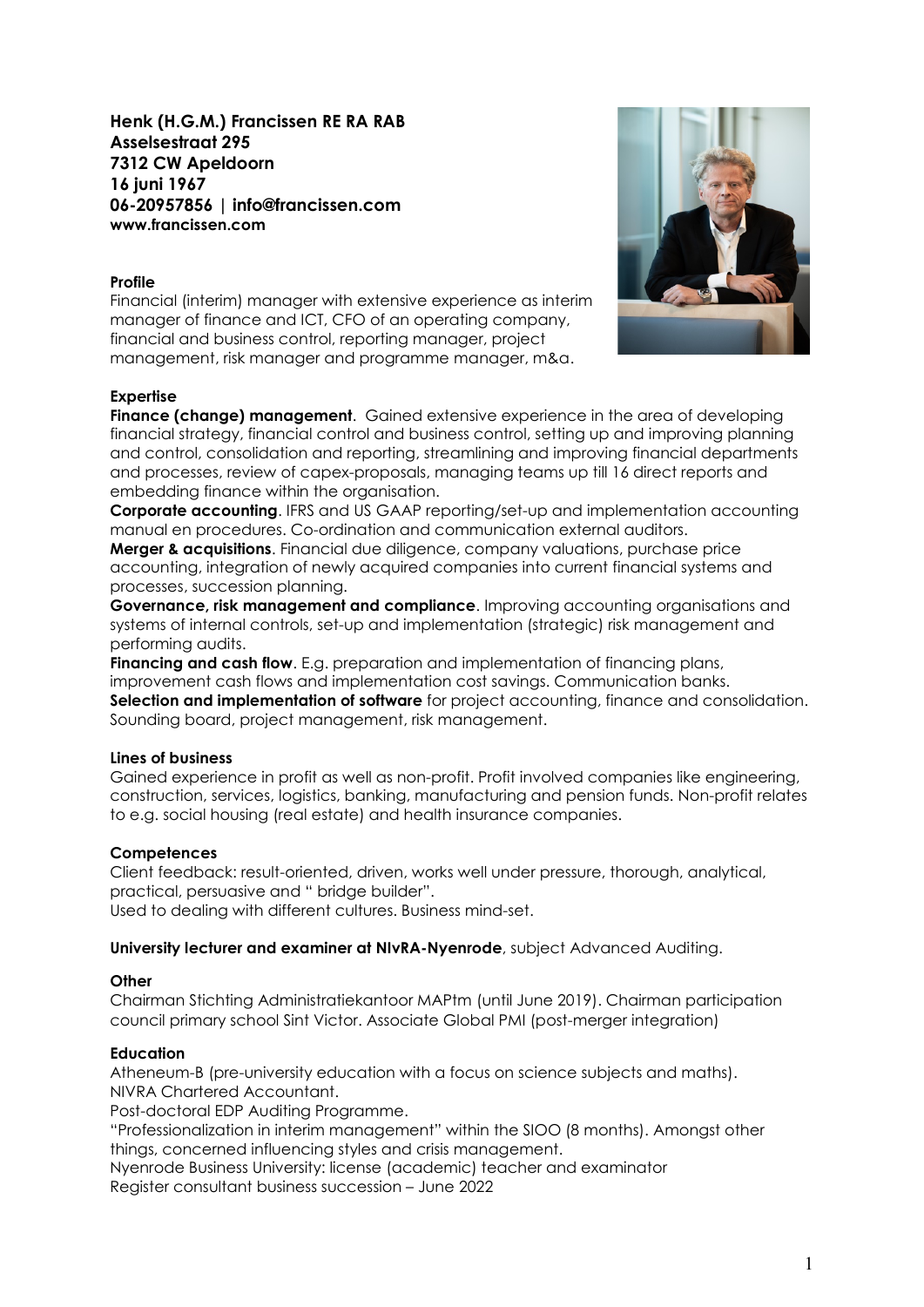**Henk (H.G.M.) Francissen RE RA RAB**
**Asselsestraat 295**
**7312 CW Apeldoorn**
**16 juni 1967**
**06-20957856 | info@francissen.com**
**www.francissen.com**

**Profile**

Financial (interim) manager with extensive experience as interim manager of finance and ICT, CFO of an operating company, financial and business control, reporting manager, project management, risk manager and programme manager, m&a.

**Expertise**

**Finance (change) management**. Gained extensive experience in the area of developing financial strategy, financial control and business control, setting up and improving planning and control, consolidation and reporting, streamlining and improving financial departments and processes, review of capex-proposals, managing teams up till 16 direct reports and embedding finance within the organisation.

**Corporate accounting**. IFRS and US GAAP reporting/set-up and implementation accounting manual en procedures. Co-ordination and communication external auditors.

**Merger & acquisitions**. Financial due diligence, company valuations, purchase price accounting, integration of newly acquired companies into current financial systems and processes, succession planning.

**Governance, risk management and compliance**. Improving accounting organisations and systems of internal controls, set-up and implementation (strategic) risk management and performing audits.

**Financing and cash flow**. E.g. preparation and implementation of financing plans, improvement cash flows and implementation cost savings. Communication banks.

**Selection and implementation of software** for project accounting, finance and consolidation. Sounding board, project management, risk management.

**Lines of business**

Gained experience in profit as well as non-profit. Profit involved companies like engineering, construction, services, logistics, banking, manufacturing and pension funds. Non-profit relates to e.g. social housing (real estate) and health insurance companies.

**Competences**

Client feedback: result-oriented, driven, works well under pressure, thorough, analytical, practical, persuasive and " bridge builder".
Used to dealing with different cultures. Business mind-set.

**University lecturer and examiner at NIvRA-Nyenrode**, subject Advanced Auditing.

**Other**

Chairman Stichting Administratiekantoor MAPtm (until June 2019). Chairman participation council primary school Sint Victor. Associate Global PMI (post-merger integration)

**Education**

Atheneum-B (pre-university education with a focus on science subjects and maths).
NIVRA Chartered Accountant.
Post-doctoral EDP Auditing Programme.
"Professionalization in interim management" within the SIOO (8 months). Amongst other things, concerned influencing styles and crisis management.
Nyenrode Business University: license (academic) teacher and examinator
Register consultant business succession – June 2022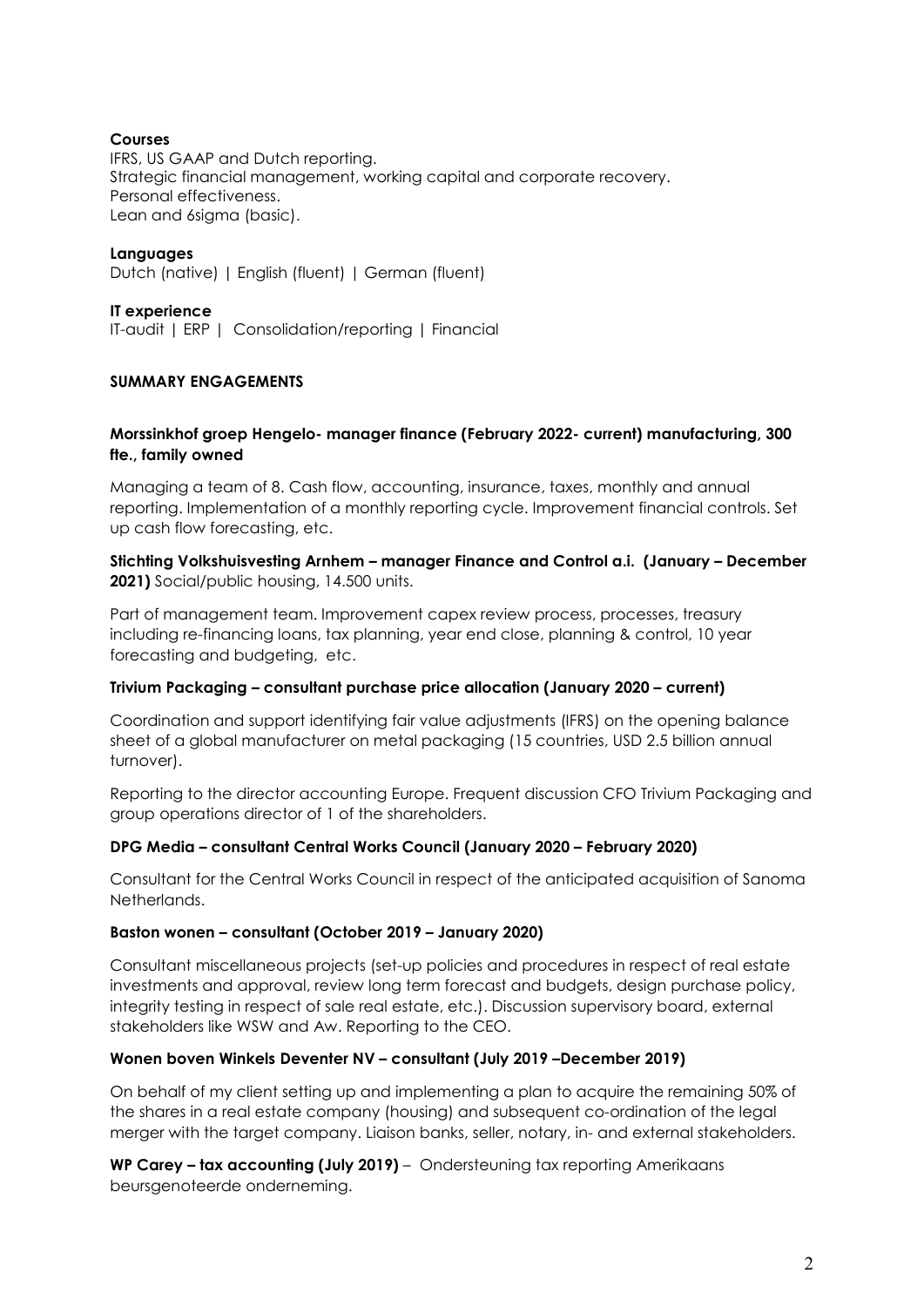**Courses**

IFRS, US GAAP and Dutch reporting.
Strategic financial management, working capital and corporate recovery.
Personal effectiveness.
Lean and 6sigma (basic).

**Languages**

Dutch (native) | English (fluent) | German (fluent)

**IT experience**

IT-audit | ERP | Consolidation/reporting | Financial

**SUMMARY ENGAGEMENTS**

**Morssinkhof groep Hengelo- manager finance (February 2022- current) manufacturing, 300 fte., family owned**

Managing a team of 8. Cash flow, accounting, insurance, taxes, monthly and annual reporting. Implementation of a monthly reporting cycle. Improvement financial controls. Set up cash flow forecasting, etc.

**Stichting Volkshuisvesting Arnhem – manager Finance and Control a.i. (January – December 2021)** Social/public housing, 14.500 units.

Part of management team. Improvement capex review process, processes, treasury including re-financing loans, tax planning, year end close, planning & control, 10 year forecasting and budgeting, etc.

**Trivium Packaging – consultant purchase price allocation (January 2020 – current)**

Coordination and support identifying fair value adjustments (IFRS) on the opening balance sheet of a global manufacturer on metal packaging (15 countries, USD 2.5 billion annual turnover).

Reporting to the director accounting Europe. Frequent discussion CFO Trivium Packaging and group operations director of 1 of the shareholders.

**DPG Media – consultant Central Works Council (January 2020 – February 2020)**

Consultant for the Central Works Council in respect of the anticipated acquisition of Sanoma Netherlands.

**Baston wonen – consultant (October 2019 – January 2020)**

Consultant miscellaneous projects (set-up policies and procedures in respect of real estate investments and approval, review long term forecast and budgets, design purchase policy, integrity testing in respect of sale real estate, etc.). Discussion supervisory board, external stakeholders like WSW and Aw. Reporting to the CEO.

**Wonen boven Winkels Deventer NV – consultant (July 2019 –December 2019)**

On behalf of my client setting up and implementing a plan to acquire the remaining 50% of the shares in a real estate company (housing) and subsequent co-ordination of the legal merger with the target company. Liaison banks, seller, notary, in- and external stakeholders.

**WP Carey – tax accounting (July 2019)** – Ondersteuning tax reporting Amerikaans beursgenoteerde onderneming.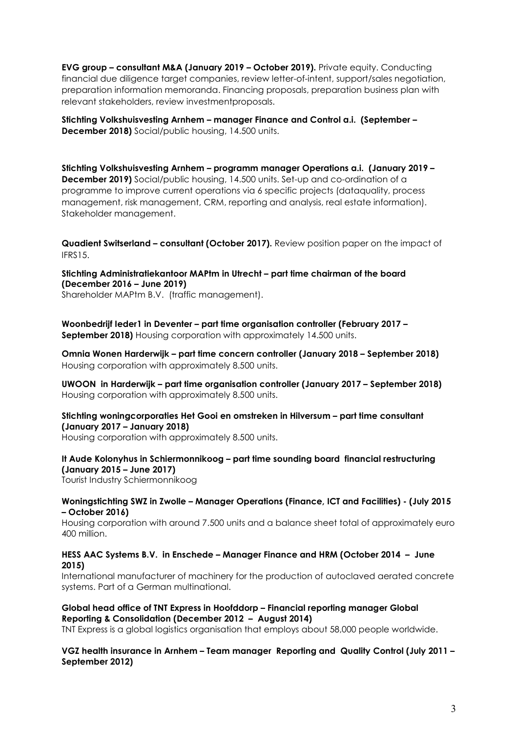**EVG group – consultant M&A (January 2019 – October 2019).** Private equity. Conducting financial due diligence target companies, review letter-of-intent, support/sales negotiation, preparation information memoranda. Financing proposals, preparation business plan with relevant stakeholders, review investmentproposals.

**Stichting Volkshuisvesting Arnhem – manager Finance and Control a.i. (September – December 2018)** Social/public housing, 14.500 units.

**Stichting Volkshuisvesting Arnhem – programm manager Operations a.i. (January 2019 – December 2019)** Social/public housing, 14.500 units. Set-up and co-ordination of a programme to improve current operations via 6 specific projects (dataquality, process management, risk management, CRM, reporting and analysis, real estate information). Stakeholder management.

**Quadient Switserland – consultant (October 2017).** Review position paper on the impact of IFRS15.

**Stichting Administratiekantoor MAPtm in Utrecht – part time chairman of the board (December 2016 – June 2019)**
Shareholder MAPtm B.V. (traffic management).

**Woonbedrijf Ieder1 in Deventer – part time organisation controller (February 2017 – September 2018)** Housing corporation with approximately 14.500 units.

**Omnia Wonen Harderwijk – part time concern controller (January 2018 – September 2018)**
Housing corporation with approximately 8.500 units.

**UWOON in Harderwijk – part time organisation controller (January 2017 – September 2018)**
Housing corporation with approximately 8.500 units.

**Stichting woningcorporaties Het Gooi en omstreken in Hilversum – part time consultant (January 2017 – January 2018)**
Housing corporation with approximately 8.500 units.

**It Aude Kolonyhus in Schiermonnikoog – part time sounding board financial restructuring (January 2015 – June 2017)**
Tourist Industry Schiermonnikoog

**Woningstichting SWZ in Zwolle – Manager Operations (Finance, ICT and Facilities) - (July 2015 – October 2016)**
Housing corporation with around 7.500 units and a balance sheet total of approximately euro 400 million.

**HESS AAC Systems B.V. in Enschede – Manager Finance and HRM (October 2014 – June 2015)**
International manufacturer of machinery for the production of autoclaved aerated concrete systems. Part of a German multinational.

**Global head office of TNT Express in Hoofddorp – Financial reporting manager Global Reporting & Consolidation (December 2012 – August 2014)**
TNT Express is a global logistics organisation that employs about 58,000 people worldwide.

**VGZ health insurance in Arnhem – Team manager Reporting and Quality Control (July 2011 – September 2012)**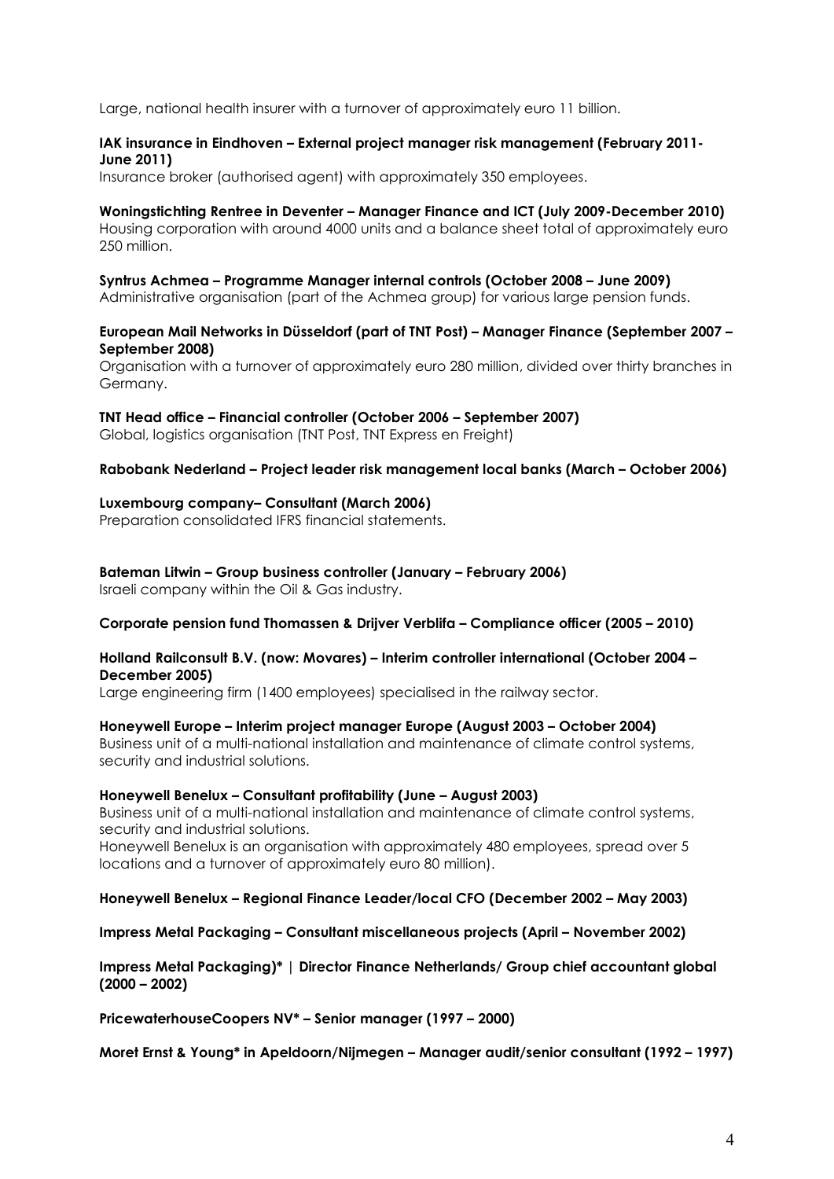Large, national health insurer with a turnover of approximately euro 11 billion.

**IAK insurance in Eindhoven – External project manager risk management (February 2011-June 2011)**
Insurance broker (authorised agent) with approximately 350 employees.

**Woningstichting Rentree in Deventer – Manager Finance and ICT (July 2009-December 2010)**
Housing corporation with around 4000 units and a balance sheet total of approximately euro 250 million.

**Syntrus Achmea – Programme Manager internal controls (October 2008 – June 2009)**
Administrative organisation (part of the Achmea group) for various large pension funds.

**European Mail Networks in Düsseldorf (part of TNT Post) – Manager Finance (September 2007 – September 2008)**
Organisation with a turnover of approximately euro 280 million, divided over thirty branches in Germany.

**TNT Head office – Financial controller (October 2006 – September 2007)**
Global, logistics organisation (TNT Post, TNT Express en Freight)

**Rabobank Nederland – Project leader risk management local banks (March – October 2006)**

**Luxembourg company– Consultant (March 2006)**
Preparation consolidated IFRS financial statements.

**Bateman Litwin – Group business controller (January – February 2006)**
Israeli company within the Oil & Gas industry.

**Corporate pension fund Thomassen & Drijver Verblifa – Compliance officer (2005 – 2010)**

**Holland Railconsult B.V. (now: Movares) – Interim controller international (October 2004 – December 2005)**
Large engineering firm (1400 employees) specialised in the railway sector.

**Honeywell Europe – Interim project manager Europe (August 2003 – October 2004)**
Business unit of a multi-national installation and maintenance of climate control systems, security and industrial solutions.

**Honeywell Benelux – Consultant profitability (June – August 2003)**
Business unit of a multi-national installation and maintenance of climate control systems, security and industrial solutions.
Honeywell Benelux is an organisation with approximately 480 employees, spread over 5 locations and a turnover of approximately euro 80 million).

**Honeywell Benelux – Regional Finance Leader/local CFO (December 2002 – May 2003)**

**Impress Metal Packaging – Consultant miscellaneous projects (April – November 2002)**

**Impress Metal Packaging)* | Director Finance Netherlands/ Group chief accountant global (2000 – 2002)**

**PricewaterhouseCoopers NV* – Senior manager (1997 – 2000)**

**Moret Ernst & Young* in Apeldoorn/Nijmegen – Manager audit/senior consultant (1992 – 1997)**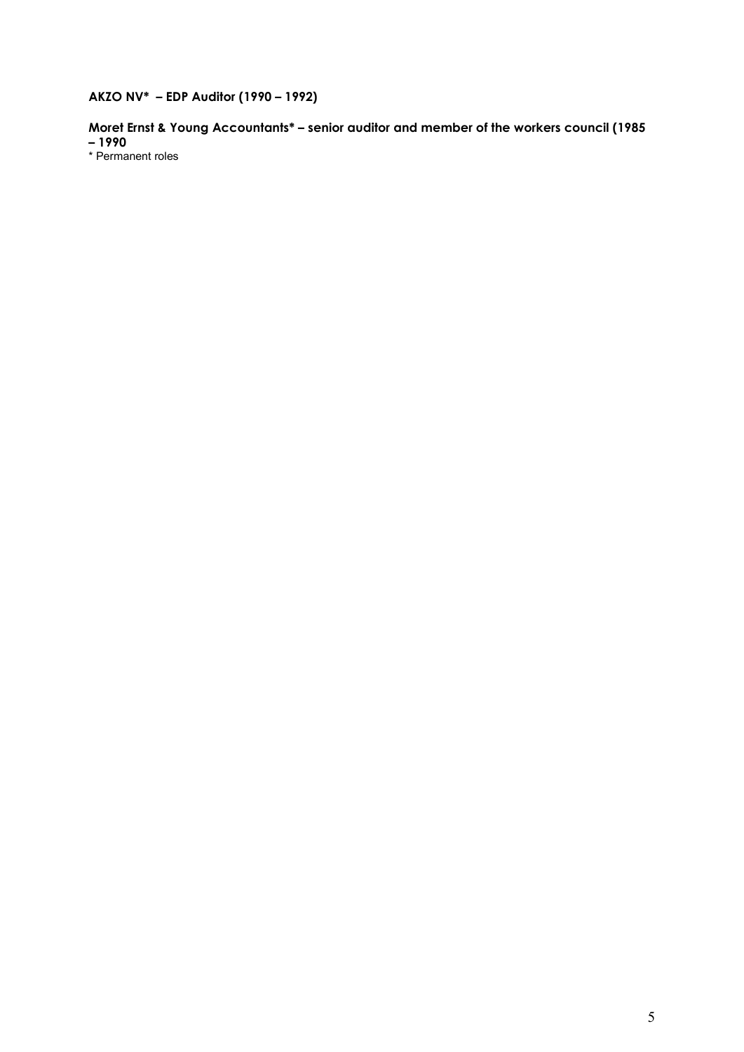**AKZO NV* – EDP Auditor (1990 – 1992)**

**Moret Ernst & Young Accountants* – senior auditor and member of the workers council (1985 – 1990**

* Permanent roles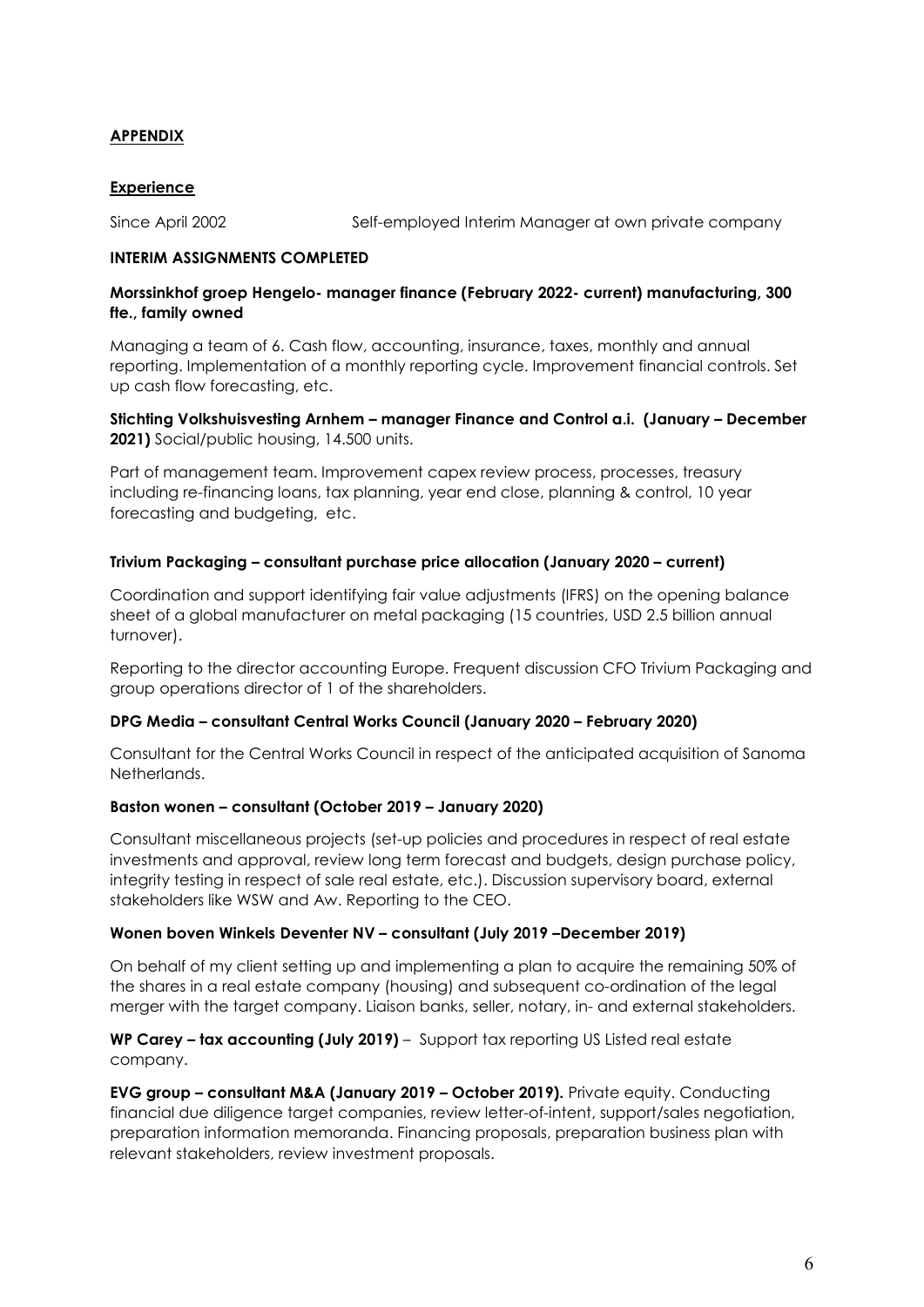**APPENDIX**

**Experience**

Since April 2002 Self-employed Interim Manager at own private company

**INTERIM ASSIGNMENTS COMPLETED**

**Morssinkhof groep Hengelo- manager finance (February 2022- current) manufacturing, 300 fte., family owned**

Managing a team of 6. Cash flow, accounting, insurance, taxes, monthly and annual reporting. Implementation of a monthly reporting cycle. Improvement financial controls. Set up cash flow forecasting, etc.

**Stichting Volkshuisvesting Arnhem – manager Finance and Control a.i. (January – December 2021)** Social/public housing, 14.500 units.

Part of management team. Improvement capex review process, processes, treasury including re-financing loans, tax planning, year end close, planning & control, 10 year forecasting and budgeting, etc.

**Trivium Packaging – consultant purchase price allocation (January 2020 – current)**

Coordination and support identifying fair value adjustments (IFRS) on the opening balance sheet of a global manufacturer on metal packaging (15 countries, USD 2.5 billion annual turnover).

Reporting to the director accounting Europe. Frequent discussion CFO Trivium Packaging and group operations director of 1 of the shareholders.

**DPG Media – consultant Central Works Council (January 2020 – February 2020)**

Consultant for the Central Works Council in respect of the anticipated acquisition of Sanoma Netherlands.

**Baston wonen – consultant (October 2019 – January 2020)**

Consultant miscellaneous projects (set-up policies and procedures in respect of real estate investments and approval, review long term forecast and budgets, design purchase policy, integrity testing in respect of sale real estate, etc.). Discussion supervisory board, external stakeholders like WSW and Aw. Reporting to the CEO.

**Wonen boven Winkels Deventer NV – consultant (July 2019 –December 2019)**

On behalf of my client setting up and implementing a plan to acquire the remaining 50% of the shares in a real estate company (housing) and subsequent co-ordination of the legal merger with the target company. Liaison banks, seller, notary, in- and external stakeholders.

**WP Carey – tax accounting (July 2019)** – Support tax reporting US Listed real estate company.

**EVG group – consultant M&A (January 2019 – October 2019).** Private equity. Conducting financial due diligence target companies, review letter-of-intent, support/sales negotiation, preparation information memoranda. Financing proposals, preparation business plan with relevant stakeholders, review investment proposals.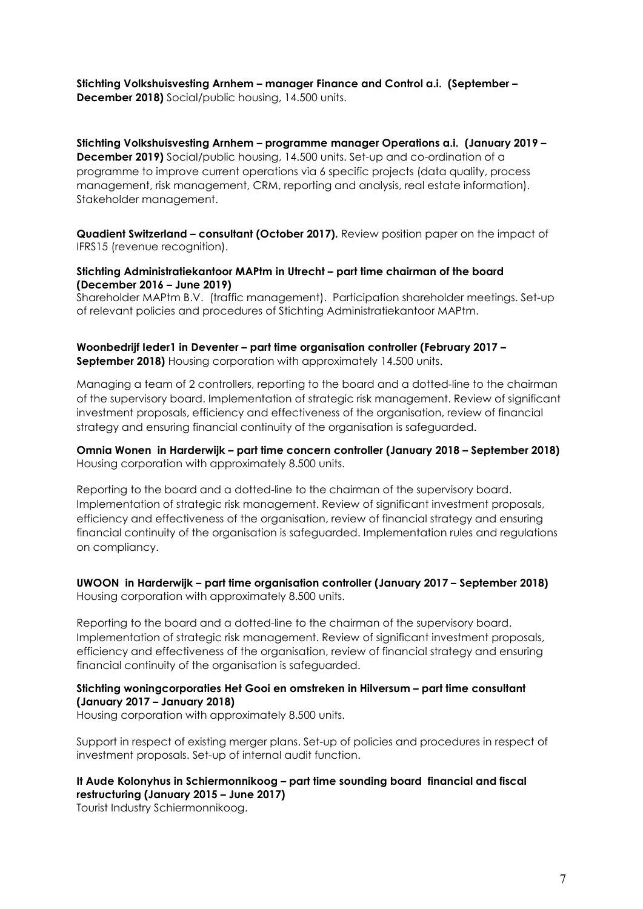**Stichting Volkshuisvesting Arnhem – manager Finance and Control a.i. (September – December 2018)** Social/public housing, 14.500 units.

**Stichting Volkshuisvesting Arnhem – programme manager Operations a.i. (January 2019 – December 2019)** Social/public housing, 14.500 units. Set-up and co-ordination of a programme to improve current operations via 6 specific projects (data quality, process management, risk management, CRM, reporting and analysis, real estate information). Stakeholder management.

**Quadient Switzerland – consultant (October 2017).** Review position paper on the impact of IFRS15 (revenue recognition).

**Stichting Administratiekantoor MAPtm in Utrecht – part time chairman of the board (December 2016 – June 2019)**
Shareholder MAPtm B.V. (traffic management). Participation shareholder meetings. Set-up of relevant policies and procedures of Stichting Administratiekantoor MAPtm.

**Woonbedrijf Ieder1 in Deventer – part time organisation controller (February 2017 – September 2018)** Housing corporation with approximately 14.500 units.

Managing a team of 2 controllers, reporting to the board and a dotted-line to the chairman of the supervisory board. Implementation of strategic risk management. Review of significant investment proposals, efficiency and effectiveness of the organisation, review of financial strategy and ensuring financial continuity of the organisation is safeguarded.

**Omnia Wonen in Harderwijk – part time concern controller (January 2018 – September 2018)**
Housing corporation with approximately 8.500 units.

Reporting to the board and a dotted-line to the chairman of the supervisory board. Implementation of strategic risk management. Review of significant investment proposals, efficiency and effectiveness of the organisation, review of financial strategy and ensuring financial continuity of the organisation is safeguarded. Implementation rules and regulations on compliancy.

**UWOON in Harderwijk – part time organisation controller (January 2017 – September 2018)**
Housing corporation with approximately 8.500 units.

Reporting to the board and a dotted-line to the chairman of the supervisory board. Implementation of strategic risk management. Review of significant investment proposals, efficiency and effectiveness of the organisation, review of financial strategy and ensuring financial continuity of the organisation is safeguarded.

**Stichting woningcorporaties Het Gooi en omstreken in Hilversum – part time consultant (January 2017 – January 2018)**
Housing corporation with approximately 8.500 units.

Support in respect of existing merger plans. Set-up of policies and procedures in respect of investment proposals. Set-up of internal audit function.

**It Aude Kolonyhus in Schiermonnikoog – part time sounding board financial and fiscal restructuring (January 2015 – June 2017)**
Tourist Industry Schiermonnikoog.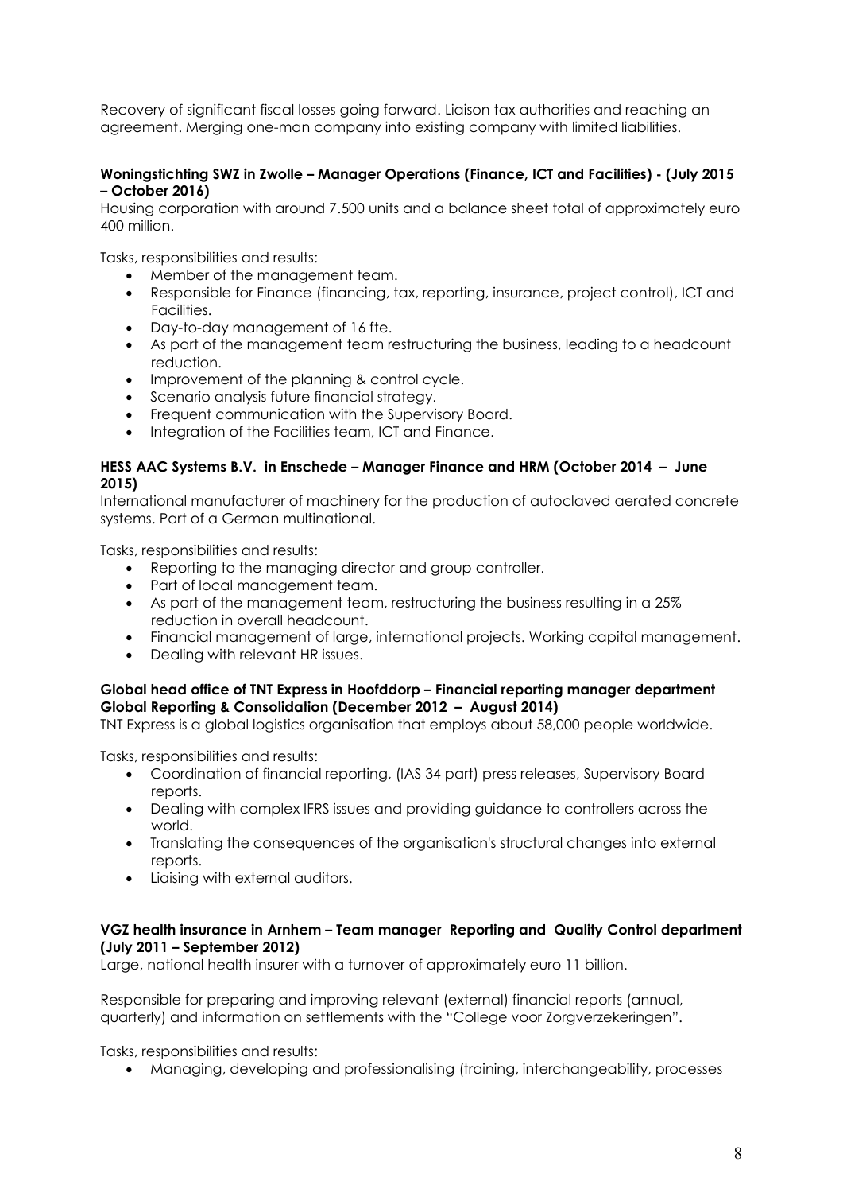Recovery of significant fiscal losses going forward. Liaison tax authorities and reaching an agreement. Merging one-man company into existing company with limited liabilities.

**Woningstichting SWZ in Zwolle – Manager Operations (Finance, ICT and Facilities) - (July 2015 – October 2016)**

Housing corporation with around 7.500 units and a balance sheet total of approximately euro 400 million.

Tasks, responsibilities and results:

- Member of the management team.
- Responsible for Finance (financing, tax, reporting, insurance, project control), ICT and Facilities.
- Day-to-day management of 16 fte.
- As part of the management team restructuring the business, leading to a headcount reduction.
- Improvement of the planning & control cycle.
- Scenario analysis future financial strategy.
- Frequent communication with the Supervisory Board.
- Integration of the Facilities team, ICT and Finance.

**HESS AAC Systems B.V. in Enschede – Manager Finance and HRM (October 2014 – June 2015)**

International manufacturer of machinery for the production of autoclaved aerated concrete systems. Part of a German multinational.

Tasks, responsibilities and results:

- Reporting to the managing director and group controller.
- Part of local management team.
- As part of the management team, restructuring the business resulting in a 25% reduction in overall headcount.
- Financial management of large, international projects. Working capital management.
- Dealing with relevant HR issues.

**Global head office of TNT Express in Hoofddorp – Financial reporting manager department Global Reporting & Consolidation (December 2012 – August 2014)**

TNT Express is a global logistics organisation that employs about 58,000 people worldwide.

Tasks, responsibilities and results:

- Coordination of financial reporting, (IAS 34 part) press releases, Supervisory Board reports.
- Dealing with complex IFRS issues and providing guidance to controllers across the world.
- Translating the consequences of the organisation's structural changes into external reports.
- Liaising with external auditors.

**VGZ health insurance in Arnhem – Team manager Reporting and Quality Control department (July 2011 – September 2012)**

Large, national health insurer with a turnover of approximately euro 11 billion.

Responsible for preparing and improving relevant (external) financial reports (annual, quarterly) and information on settlements with the "College voor Zorgverzekeringen".

Tasks, responsibilities and results:

- Managing, developing and professionalising (training, interchangeability, processes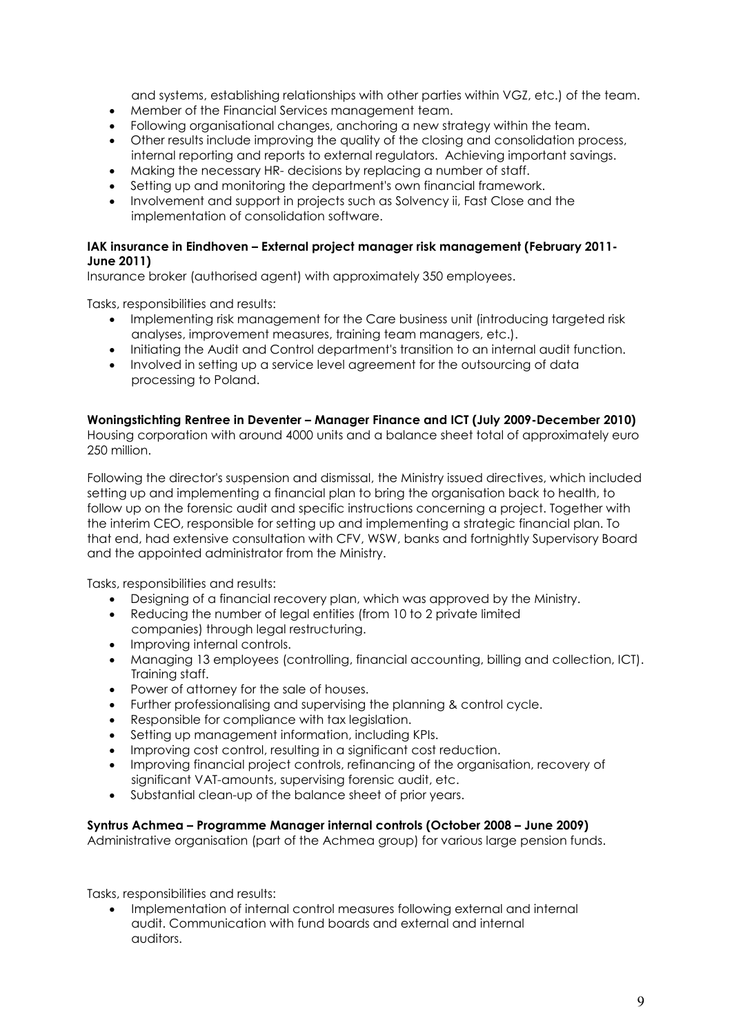and systems, establishing relationships with other parties within VGZ, etc.) of the team.
- Member of the Financial Services management team.
- Following organisational changes, anchoring a new strategy within the team.
- Other results include improving the quality of the closing and consolidation process, internal reporting and reports to external regulators. Achieving important savings.
- Making the necessary HR- decisions by replacing a number of staff.
- Setting up and monitoring the department's own financial framework.
- Involvement and support in projects such as Solvency ii, Fast Close and the implementation of consolidation software.

**IAK insurance in Eindhoven – External project manager risk management (February 2011-June 2011)**
Insurance broker (authorised agent) with approximately 350 employees.

Tasks, responsibilities and results:

- Implementing risk management for the Care business unit (introducing targeted risk analyses, improvement measures, training team managers, etc.).
- Initiating the Audit and Control department's transition to an internal audit function.
- Involved in setting up a service level agreement for the outsourcing of data processing to Poland.

**Woningstichting Rentree in Deventer – Manager Finance and ICT (July 2009-December 2010)**
Housing corporation with around 4000 units and a balance sheet total of approximately euro 250 million.

Following the director's suspension and dismissal, the Ministry issued directives, which included setting up and implementing a financial plan to bring the organisation back to health, to follow up on the forensic audit and specific instructions concerning a project. Together with the interim CEO, responsible for setting up and implementing a strategic financial plan. To that end, had extensive consultation with CFV, WSW, banks and fortnightly Supervisory Board and the appointed administrator from the Ministry.

Tasks, responsibilities and results:

- Designing of a financial recovery plan, which was approved by the Ministry.
- Reducing the number of legal entities (from 10 to 2 private limited companies) through legal restructuring.
- Improving internal controls.
- Managing 13 employees (controlling, financial accounting, billing and collection, ICT). Training staff.
- Power of attorney for the sale of houses.
- Further professionalising and supervising the planning & control cycle.
- Responsible for compliance with tax legislation.
- Setting up management information, including KPIs.
- Improving cost control, resulting in a significant cost reduction.
- Improving financial project controls, refinancing of the organisation, recovery of significant VAT-amounts, supervising forensic audit, etc.
- Substantial clean-up of the balance sheet of prior years.

**Syntrus Achmea – Programme Manager internal controls (October 2008 – June 2009)**
Administrative organisation (part of the Achmea group) for various large pension funds.

Tasks, responsibilities and results:

- Implementation of internal control measures following external and internal audit. Communication with fund boards and external and internal auditors.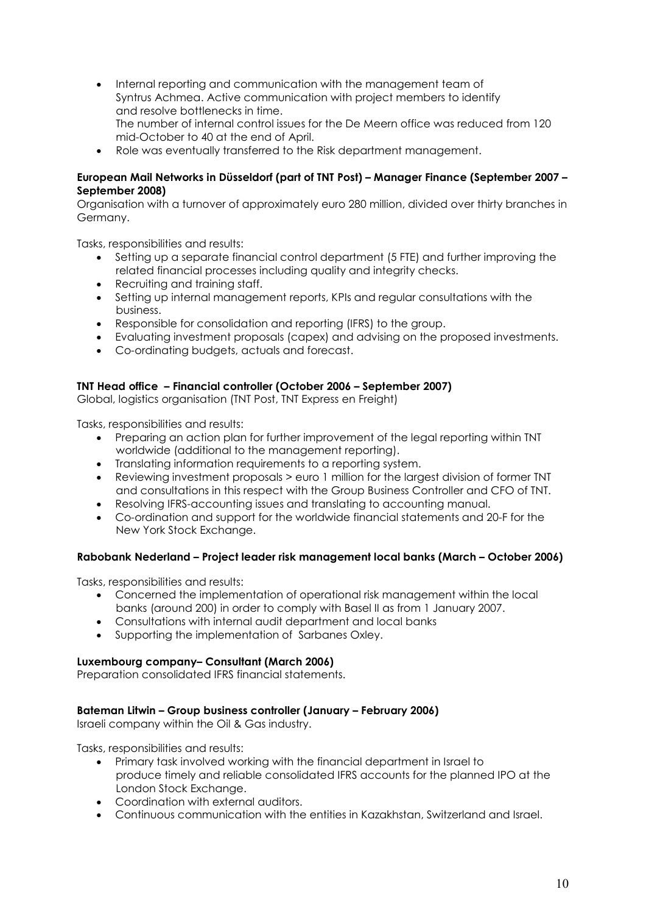- Internal reporting and communication with the management team of Syntrus Achmea. Active communication with project members to identify and resolve bottlenecks in time.
  The number of internal control issues for the De Meern office was reduced from 120 mid-October to 40 at the end of April.
- Role was eventually transferred to the Risk department management.

**European Mail Networks in Düsseldorf (part of TNT Post) – Manager Finance (September 2007 – September 2008)**

Organisation with a turnover of approximately euro 280 million, divided over thirty branches in Germany.

Tasks, responsibilities and results:

- Setting up a separate financial control department (5 FTE) and further improving the related financial processes including quality and integrity checks.
- Recruiting and training staff.
- Setting up internal management reports, KPIs and regular consultations with the business.
- Responsible for consolidation and reporting (IFRS) to the group.
- Evaluating investment proposals (capex) and advising on the proposed investments.
- Co-ordinating budgets, actuals and forecast.

**TNT Head office – Financial controller (October 2006 – September 2007)**

Global, logistics organisation (TNT Post, TNT Express en Freight)

Tasks, responsibilities and results:

- Preparing an action plan for further improvement of the legal reporting within TNT worldwide (additional to the management reporting).
- Translating information requirements to a reporting system.
- Reviewing investment proposals > euro 1 million for the largest division of former TNT and consultations in this respect with the Group Business Controller and CFO of TNT.
- Resolving IFRS-accounting issues and translating to accounting manual.
- Co-ordination and support for the worldwide financial statements and 20-F for the New York Stock Exchange.

**Rabobank Nederland – Project leader risk management local banks (March – October 2006)**

Tasks, responsibilities and results:

- Concerned the implementation of operational risk management within the local banks (around 200) in order to comply with Basel II as from 1 January 2007.
- Consultations with internal audit department and local banks
- Supporting the implementation of Sarbanes Oxley.

**Luxembourg company– Consultant (March 2006)**

Preparation consolidated IFRS financial statements.

**Bateman Litwin – Group business controller (January – February 2006)**

Israeli company within the Oil & Gas industry.

Tasks, responsibilities and results:

- Primary task involved working with the financial department in Israel to produce timely and reliable consolidated IFRS accounts for the planned IPO at the London Stock Exchange.
- Coordination with external auditors.
- Continuous communication with the entities in Kazakhstan, Switzerland and Israel.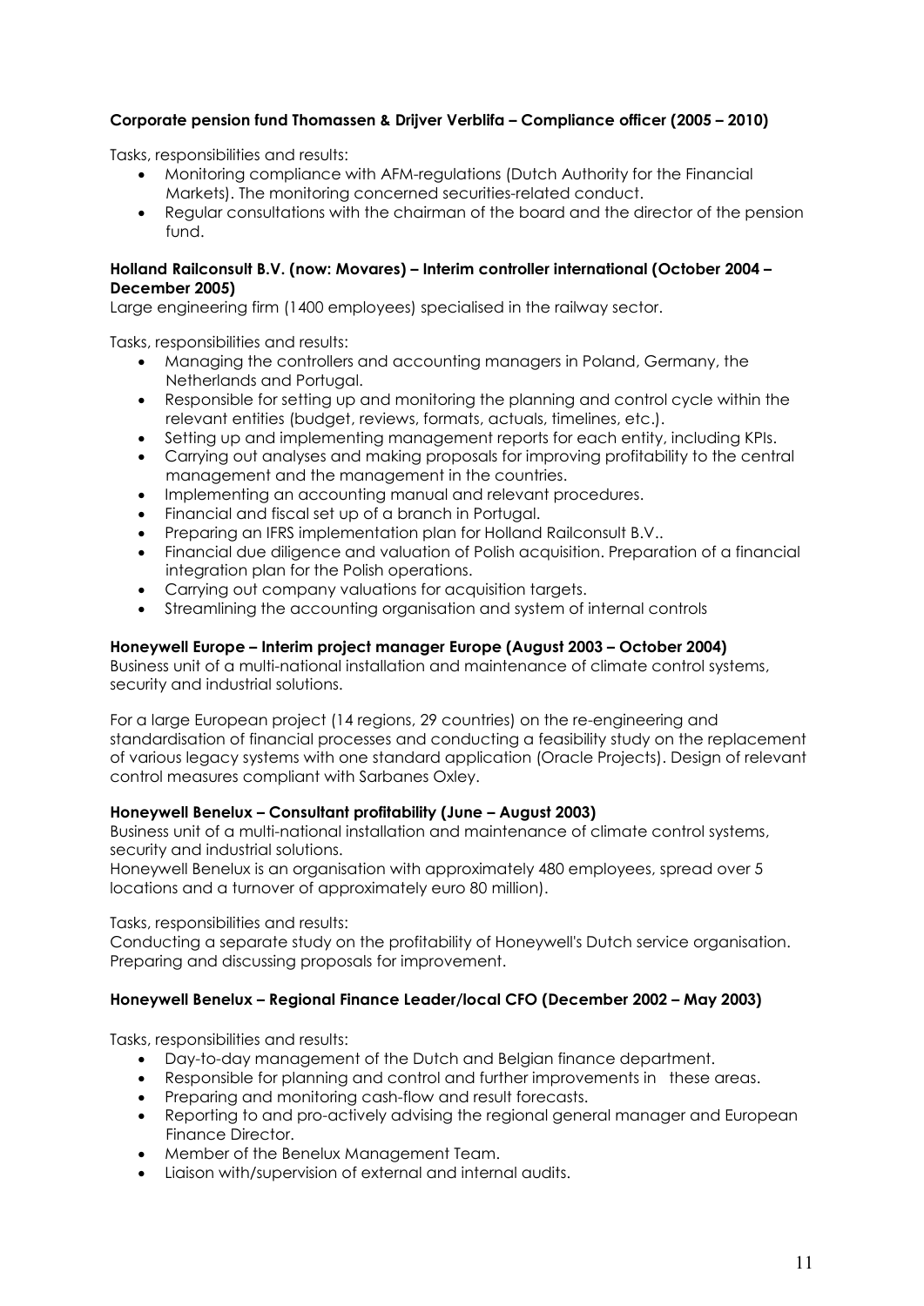**Corporate pension fund Thomassen & Drijver Verblifa – Compliance officer (2005 – 2010)**

Tasks, responsibilities and results:

- Monitoring compliance with AFM-regulations (Dutch Authority for the Financial Markets). The monitoring concerned securities-related conduct.
- Regular consultations with the chairman of the board and the director of the pension fund.

**Holland Railconsult B.V. (now: Movares) – Interim controller international (October 2004 – December 2005)**

Large engineering firm (1400 employees) specialised in the railway sector.

Tasks, responsibilities and results:

- Managing the controllers and accounting managers in Poland, Germany, the Netherlands and Portugal.
- Responsible for setting up and monitoring the planning and control cycle within the relevant entities (budget, reviews, formats, actuals, timelines, etc.).
- Setting up and implementing management reports for each entity, including KPIs.
- Carrying out analyses and making proposals for improving profitability to the central management and the management in the countries.
- Implementing an accounting manual and relevant procedures.
- Financial and fiscal set up of a branch in Portugal.
- Preparing an IFRS implementation plan for Holland Railconsult B.V..
- Financial due diligence and valuation of Polish acquisition. Preparation of a financial integration plan for the Polish operations.
- Carrying out company valuations for acquisition targets.
- Streamlining the accounting organisation and system of internal controls

**Honeywell Europe – Interim project manager Europe (August 2003 – October 2004)**

Business unit of a multi-national installation and maintenance of climate control systems, security and industrial solutions.

For a large European project (14 regions, 29 countries) on the re-engineering and standardisation of financial processes and conducting a feasibility study on the replacement of various legacy systems with one standard application (Oracle Projects). Design of relevant control measures compliant with Sarbanes Oxley.

**Honeywell Benelux – Consultant profitability (June – August 2003)**

Business unit of a multi-national installation and maintenance of climate control systems, security and industrial solutions.
Honeywell Benelux is an organisation with approximately 480 employees, spread over 5 locations and a turnover of approximately euro 80 million).

Tasks, responsibilities and results:
Conducting a separate study on the profitability of Honeywell's Dutch service organisation. Preparing and discussing proposals for improvement.

**Honeywell Benelux – Regional Finance Leader/local CFO (December 2002 – May 2003)**

Tasks, responsibilities and results:

- Day-to-day management of the Dutch and Belgian finance department.
- Responsible for planning and control and further improvements in these areas.
- Preparing and monitoring cash-flow and result forecasts.
- Reporting to and pro-actively advising the regional general manager and European Finance Director.
- Member of the Benelux Management Team.
- Liaison with/supervision of external and internal audits.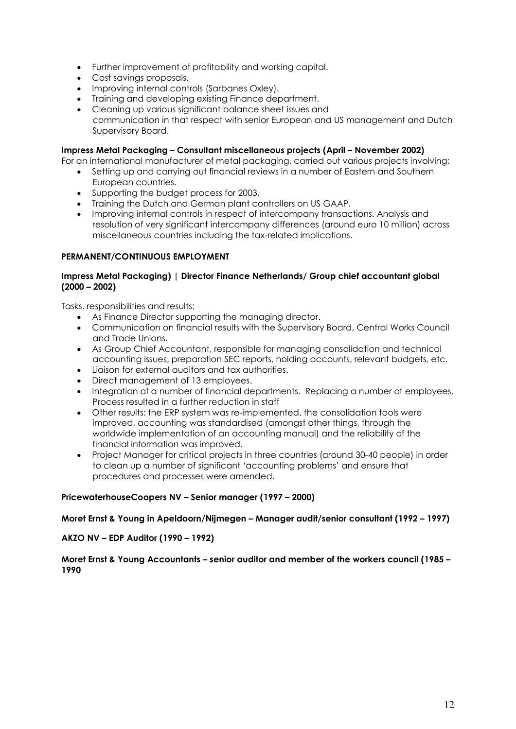- Further improvement of profitability and working capital.
- Cost savings proposals.
- Improving internal controls (Sarbanes Oxley).
- Training and developing existing Finance department.
- Cleaning up various significant balance sheet issues and communication in that respect with senior European and US management and Dutch Supervisory Board.

**Impress Metal Packaging – Consultant miscellaneous projects (April – November 2002)**

For an international manufacturer of metal packaging, carried out various projects involving:

- Setting up and carrying out financial reviews in a number of Eastern and Southern European countries.
- Supporting the budget process for 2003.
- Training the Dutch and German plant controllers on US GAAP.
- Improving internal controls in respect of intercompany transactions. Analysis and resolution of very significant intercompany differences (around euro 10 million) across miscellaneous countries including the tax-related implications.

**PERMANENT/CONTINUOUS EMPLOYMENT**

**Impress Metal Packaging) | Director Finance Netherlands/ Group chief accountant global (2000 – 2002)**

Tasks, responsibilities and results:

- As Finance Director supporting the managing director.
- Communication on financial results with the Supervisory Board, Central Works Council and Trade Unions.
- As Group Chief Accountant, responsible for managing consolidation and technical accounting issues, preparation SEC reports, holding accounts, relevant budgets, etc.
- Liaison for external auditors and tax authorities.
- Direct management of 13 employees.
- Integration of a number of financial departments. Replacing a number of employees. Process resulted in a further reduction in staff
- Other results: the ERP system was re-implemented, the consolidation tools were improved, accounting was standardised (amongst other things, through the worldwide implementation of an accounting manual) and the reliability of the financial information was improved.
- Project Manager for critical projects in three countries (around 30-40 people) in order to clean up a number of significant 'accounting problems' and ensure that procedures and processes were amended.

**PricewaterhouseCoopers NV – Senior manager (1997 – 2000)**

**Moret Ernst & Young in Apeldoorn/Nijmegen – Manager audit/senior consultant (1992 – 1997)**

**AKZO NV – EDP Auditor (1990 – 1992)**

**Moret Ernst & Young Accountants – senior auditor and member of the workers council (1985 – 1990**